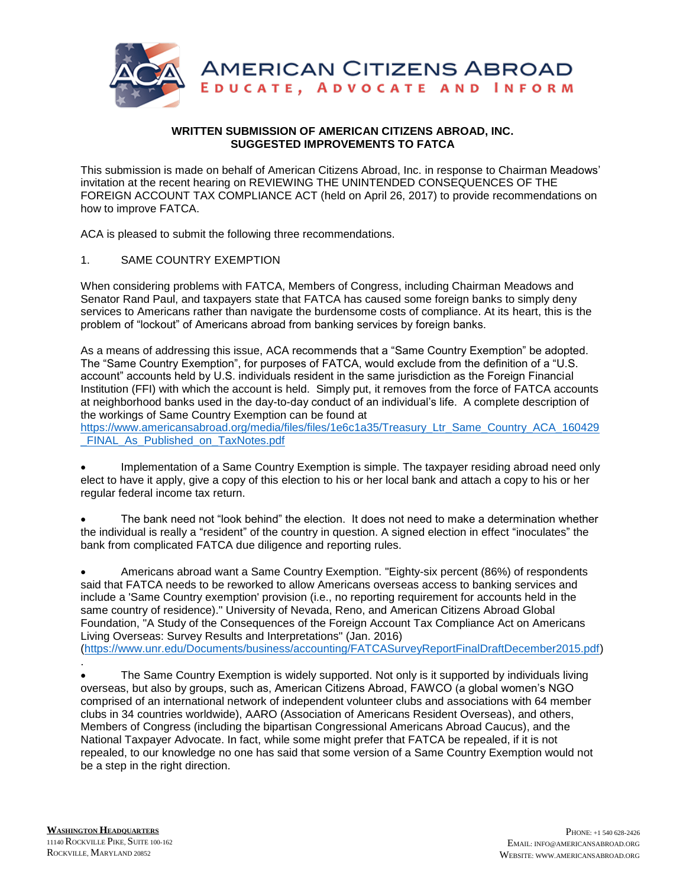# AMERICAN CITIZENS ABROAD

EDUCATE, ADVOCATE AND INFORM

**WRITTEN SUBMISSION OF AMERICAN CITIZENS ABROAD, INC.**
**SUGGESTED IMPROVEMENTS TO FATCA**

This submission is made on behalf of American Citizens Abroad, Inc. in response to Chairman Meadows' invitation at the recent hearing on REVIEWING THE UNINTENDED CONSEQUENCES OF THE FOREIGN ACCOUNT TAX COMPLIANCE ACT (held on April 26, 2017) to provide recommendations on how to improve FATCA.

ACA is pleased to submit the following three recommendations.

1. SAME COUNTRY EXEMPTION

When considering problems with FATCA, Members of Congress, including Chairman Meadows and Senator Rand Paul, and taxpayers state that FATCA has caused some foreign banks to simply deny services to Americans rather than navigate the burdensome costs of compliance. At its heart, this is the problem of "lockout" of Americans abroad from banking services by foreign banks.

As a means of addressing this issue, ACA recommends that a "Same Country Exemption" be adopted. The "Same Country Exemption", for purposes of FATCA, would exclude from the definition of a "U.S. account" accounts held by U.S. individuals resident in the same jurisdiction as the Foreign Financial Institution (FFI) with which the account is held. Simply put, it removes from the force of FATCA accounts at neighborhood banks used in the day-to-day conduct of an individual's life. A complete description of the workings of Same Country Exemption can be found at https://www.americansabroad.org/media/files/files/1e6c1a35/Treasury_Ltr_Same_Country_ACA_160429_FINAL_As_Published_on_TaxNotes.pdf

- Implementation of a Same Country Exemption is simple. The taxpayer residing abroad need only elect to have it apply, give a copy of this election to his or her local bank and attach a copy to his or her regular federal income tax return.

- The bank need not "look behind" the election. It does not need to make a determination whether the individual is really a "resident" of the country in question. A signed election in effect "inoculates" the bank from complicated FATCA due diligence and reporting rules.

- Americans abroad want a Same Country Exemption. "Eighty-six percent (86%) of respondents said that FATCA needs to be reworked to allow Americans overseas access to banking services and include a 'Same Country exemption' provision (i.e., no reporting requirement for accounts held in the same country of residence)." University of Nevada, Reno, and American Citizens Abroad Global Foundation, "A Study of the Consequences of the Foreign Account Tax Compliance Act on Americans Living Overseas: Survey Results and Interpretations" (Jan. 2016) (https://www.unr.edu/Documents/business/accounting/FATCASurveyReportFinalDraftDecember2015.pdf).

- The Same Country Exemption is widely supported. Not only is it supported by individuals living overseas, but also by groups, such as, American Citizens Abroad, FAWCO (a global women's NGO comprised of an international network of independent volunteer clubs and associations with 64 member clubs in 34 countries worldwide), AARO (Association of Americans Resident Overseas), and others, Members of Congress (including the bipartisan Congressional Americans Abroad Caucus), and the National Taxpayer Advocate. In fact, while some might prefer that FATCA be repealed, if it is not repealed, to our knowledge no one has said that some version of a Same Country Exemption would not be a step in the right direction.

**WASHINGTON HEADQUARTERS**
11140 Rockville Pike, Suite 100-162
Rockville, Maryland 20852

Phone: +1 540 628-2426
Email: info@americansabroad.org
Website: www.americansabroad.org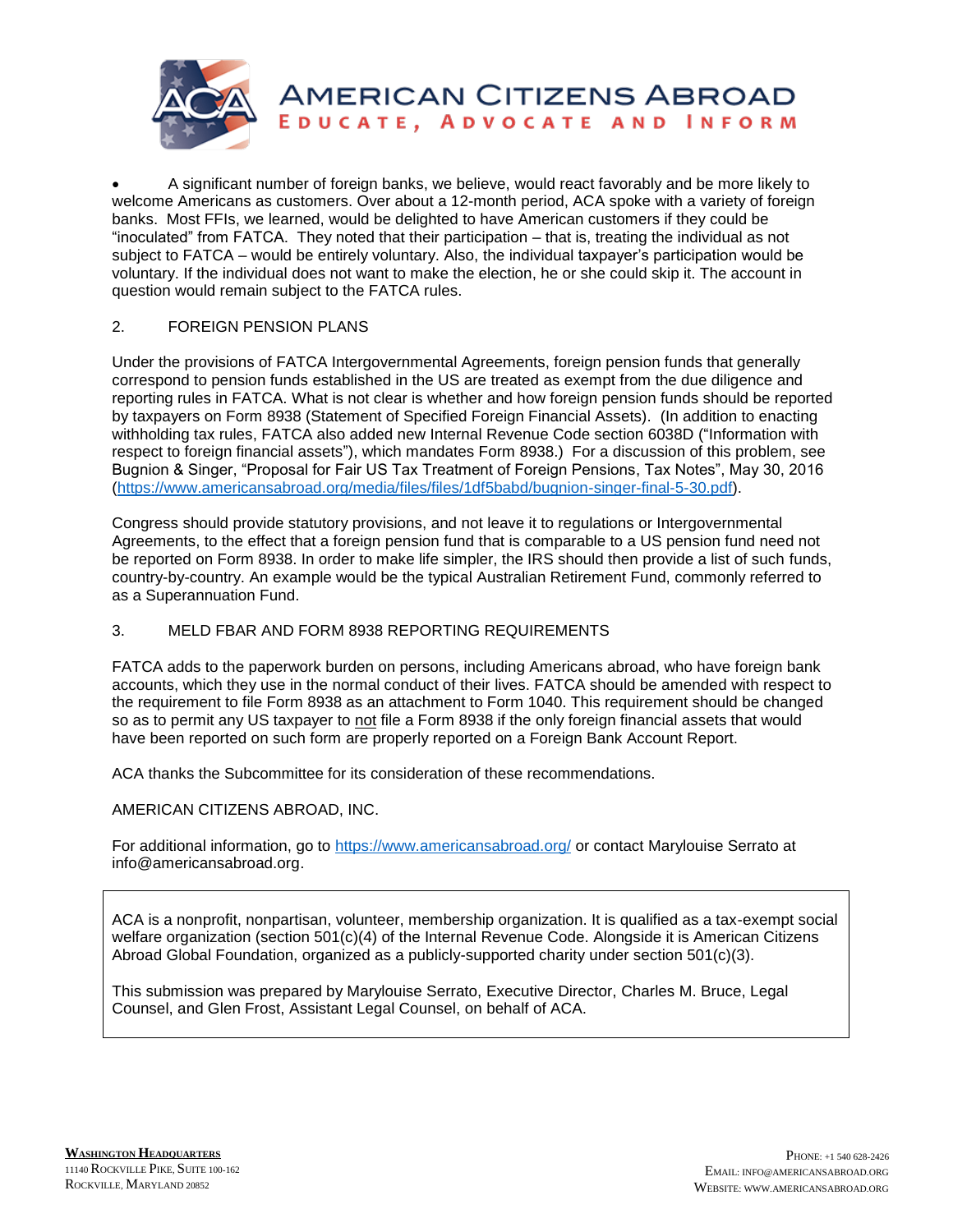- A significant number of foreign banks, we believe, would react favorably and be more likely to welcome Americans as customers. Over about a 12-month period, ACA spoke with a variety of foreign banks. Most FFIs, we learned, would be delighted to have American customers if they could be "inoculated" from FATCA. They noted that their participation – that is, treating the individual as not subject to FATCA – would be entirely voluntary. Also, the individual taxpayer's participation would be voluntary. If the individual does not want to make the election, he or she could skip it. The account in question would remain subject to the FATCA rules.

2. FOREIGN PENSION PLANS

Under the provisions of FATCA Intergovernmental Agreements, foreign pension funds that generally correspond to pension funds established in the US are treated as exempt from the due diligence and reporting rules in FATCA. What is not clear is whether and how foreign pension funds should be reported by taxpayers on Form 8938 (Statement of Specified Foreign Financial Assets). (In addition to enacting withholding tax rules, FATCA also added new Internal Revenue Code section 6038D ("Information with respect to foreign financial assets"), which mandates Form 8938.) For a discussion of this problem, see Bugnion & Singer, "Proposal for Fair US Tax Treatment of Foreign Pensions, Tax Notes", May 30, 2016 (https://www.americansabroad.org/media/files/files/1df5babd/bugnion-singer-final-5-30.pdf).

Congress should provide statutory provisions, and not leave it to regulations or Intergovernmental Agreements, to the effect that a foreign pension fund that is comparable to a US pension fund need not be reported on Form 8938. In order to make life simpler, the IRS should then provide a list of such funds, country-by-country. An example would be the typical Australian Retirement Fund, commonly referred to as a Superannuation Fund.

3. MELD FBAR AND FORM 8938 REPORTING REQUIREMENTS

FATCA adds to the paperwork burden on persons, including Americans abroad, who have foreign bank accounts, which they use in the normal conduct of their lives. FATCA should be amended with respect to the requirement to file Form 8938 as an attachment to Form 1040. This requirement should be changed so as to permit any US taxpayer to not file a Form 8938 if the only foreign financial assets that would have been reported on such form are properly reported on a Foreign Bank Account Report.

ACA thanks the Subcommittee for its consideration of these recommendations.

AMERICAN CITIZENS ABROAD, INC.

For additional information, go to https://www.americansabroad.org/ or contact Marylouise Serrato at info@americansabroad.org.

ACA is a nonprofit, nonpartisan, volunteer, membership organization. It is qualified as a tax-exempt social welfare organization (section 501(c)(4) of the Internal Revenue Code. Alongside it is American Citizens Abroad Global Foundation, organized as a publicly-supported charity under section 501(c)(3).

This submission was prepared by Marylouise Serrato, Executive Director, Charles M. Bruce, Legal Counsel, and Glen Frost, Assistant Legal Counsel, on behalf of ACA.